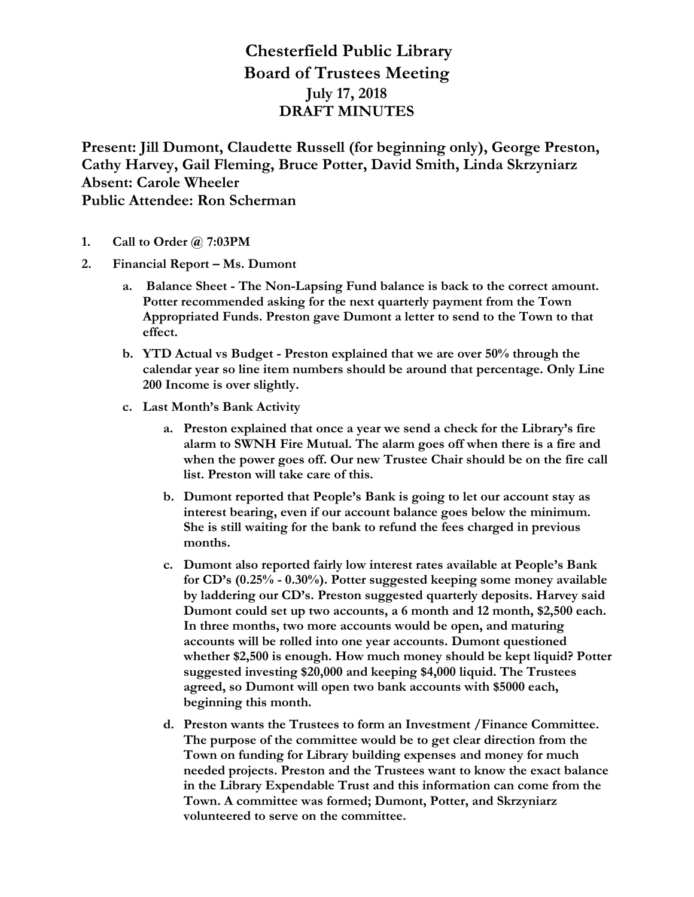# Chesterfield Public Library
# Board of Trustees Meeting
## July 17, 2018
## DRAFT MINUTES

**Present: Jill Dumont, Claudette Russell (for beginning only), George Preston, Cathy Harvey, Gail Fleming, Bruce Potter, David Smith, Linda Skrzyniarz**
**Absent: Carole Wheeler**
**Public Attendee: Ron Scherman**

1. **Call to Order @ 7:03PM**
2. **Financial Report – Ms. Dumont**
   a. **Balance Sheet - The Non-Lapsing Fund balance is back to the correct amount. Potter recommended asking for the next quarterly payment from the Town Appropriated Funds. Preston gave Dumont a letter to send to the Town to that effect.**
   b. **YTD Actual vs Budget - Preston explained that we are over 50% through the calendar year so line item numbers should be around that percentage. Only Line 200 Income is over slightly.**
   c. **Last Month's Bank Activity**
      a. **Preston explained that once a year we send a check for the Library's fire alarm to SWNH Fire Mutual. The alarm goes off when there is a fire and when the power goes off. Our new Trustee Chair should be on the fire call list. Preston will take care of this.**
      b. **Dumont reported that People's Bank is going to let our account stay as interest bearing, even if our account balance goes below the minimum. She is still waiting for the bank to refund the fees charged in previous months.**
      c. **Dumont also reported fairly low interest rates available at People's Bank for CD's (0.25% - 0.30%). Potter suggested keeping some money available by laddering our CD's. Preston suggested quarterly deposits. Harvey said Dumont could set up two accounts, a 6 month and 12 month, $2,500 each. In three months, two more accounts would be open, and maturing accounts will be rolled into one year accounts. Dumont questioned whether $2,500 is enough. How much money should be kept liquid? Potter suggested investing $20,000 and keeping $4,000 liquid. The Trustees agreed, so Dumont will open two bank accounts with $5000 each, beginning this month.**
      d. **Preston wants the Trustees to form an Investment /Finance Committee. The purpose of the committee would be to get clear direction from the Town on funding for Library building expenses and money for much needed projects. Preston and the Trustees want to know the exact balance in the Library Expendable Trust and this information can come from the Town. A committee was formed; Dumont, Potter, and Skrzyniarz volunteered to serve on the committee.**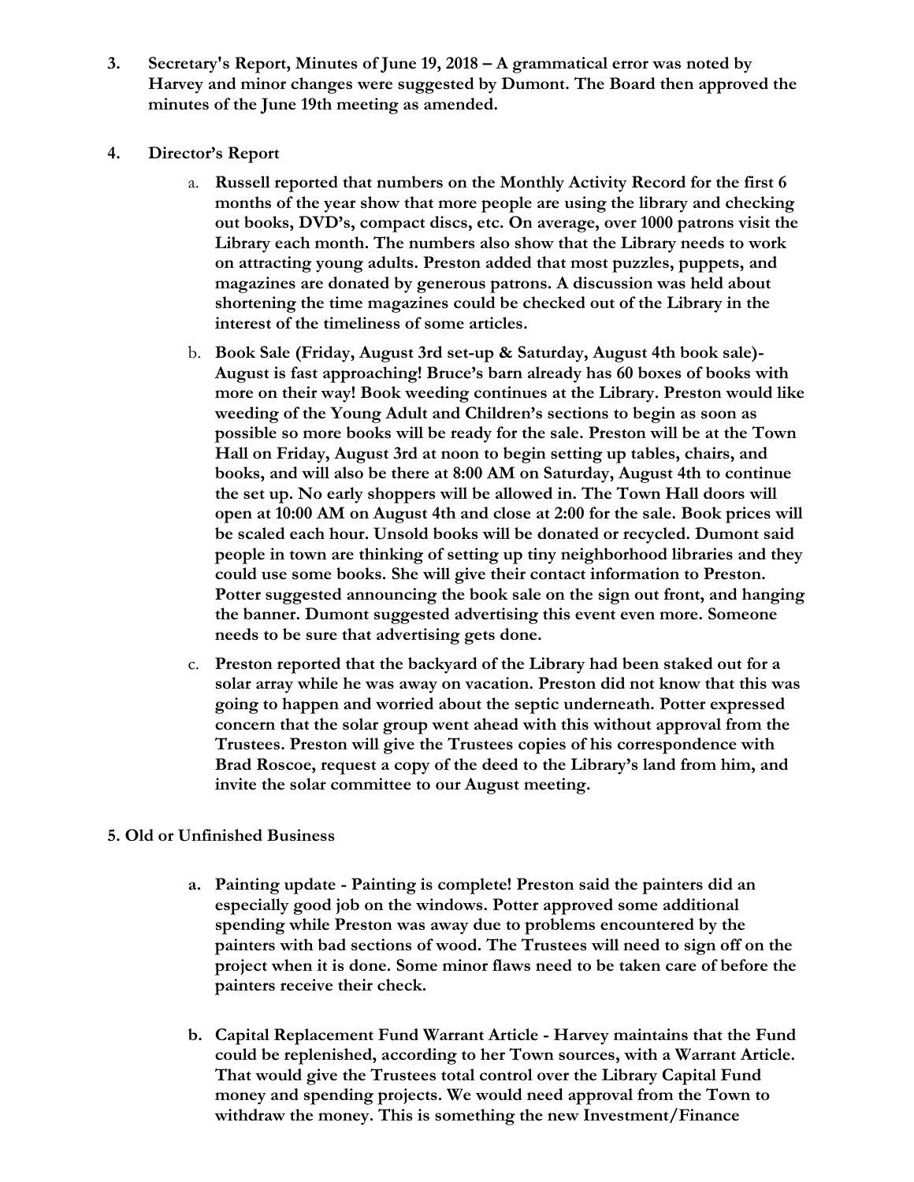3. **Secretary's Report, Minutes of June 19, 2018 – A grammatical error was noted by Harvey and minor changes were suggested by Dumont. The Board then approved the minutes of the June 19th meeting as amended.**

4. **Director's Report**

   a. **Russell reported that numbers on the Monthly Activity Record for the first 6 months of the year show that more people are using the library and checking out books, DVD's, compact discs, etc. On average, over 1000 patrons visit the Library each month. The numbers also show that the Library needs to work on attracting young adults. Preston added that most puzzles, puppets, and magazines are donated by generous patrons. A discussion was held about shortening the time magazines could be checked out of the Library in the interest of the timeliness of some articles.**

   b. **Book Sale (Friday, August 3rd set-up & Saturday, August 4th book sale)- August is fast approaching! Bruce's barn already has 60 boxes of books with more on their way! Book weeding continues at the Library. Preston would like weeding of the Young Adult and Children's sections to begin as soon as possible so more books will be ready for the sale. Preston will be at the Town Hall on Friday, August 3rd at noon to begin setting up tables, chairs, and books, and will also be there at 8:00 AM on Saturday, August 4th to continue the set up. No early shoppers will be allowed in. The Town Hall doors will open at 10:00 AM on August 4th and close at 2:00 for the sale. Book prices will be scaled each hour. Unsold books will be donated or recycled. Dumont said people in town are thinking of setting up tiny neighborhood libraries and they could use some books. She will give their contact information to Preston. Potter suggested announcing the book sale on the sign out front, and hanging the banner. Dumont suggested advertising this event even more. Someone needs to be sure that advertising gets done.**

   c. **Preston reported that the backyard of the Library had been staked out for a solar array while he was away on vacation. Preston did not know that this was going to happen and worried about the septic underneath. Potter expressed concern that the solar group went ahead with this without approval from the Trustees. Preston will give the Trustees copies of his correspondence with Brad Roscoe, request a copy of the deed to the Library's land from him, and invite the solar committee to our August meeting.**

**5. Old or Unfinished Business**

   a. **Painting update - Painting is complete! Preston said the painters did an especially good job on the windows. Potter approved some additional spending while Preston was away due to problems encountered by the painters with bad sections of wood. The Trustees will need to sign off on the project when it is done. Some minor flaws need to be taken care of before the painters receive their check.**

   b. **Capital Replacement Fund Warrant Article - Harvey maintains that the Fund could be replenished, according to her Town sources, with a Warrant Article. That would give the Trustees total control over the Library Capital Fund money and spending projects. We would need approval from the Town to withdraw the money. This is something the new Investment/Finance**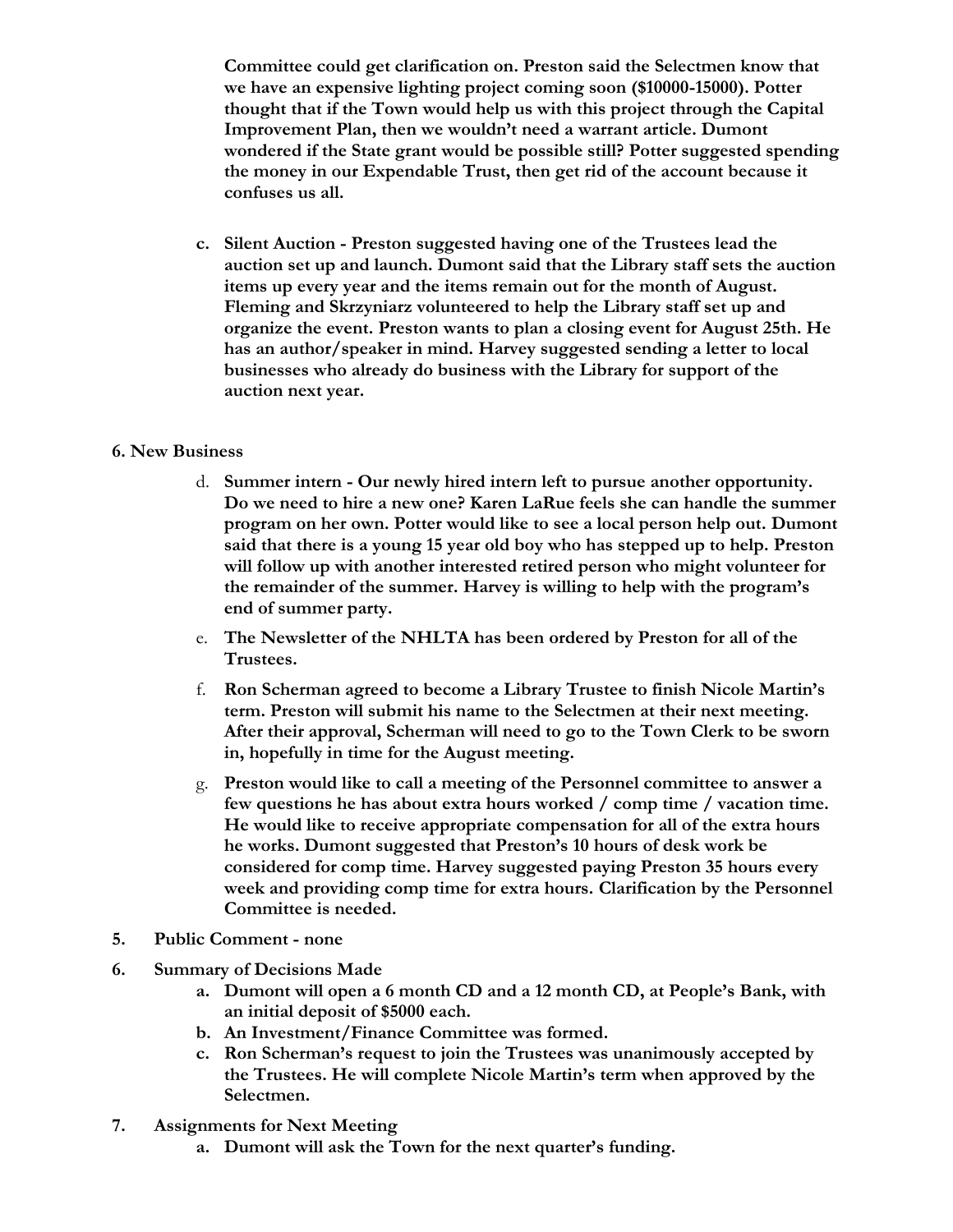**Committee could get clarification on. Preston said the Selectmen know that we have an expensive lighting project coming soon ($10000-15000). Potter thought that if the Town would help us with this project through the Capital Improvement Plan, then we wouldn't need a warrant article. Dumont wondered if the State grant would be possible still? Potter suggested spending the money in our Expendable Trust, then get rid of the account because it confuses us all.**

c. **Silent Auction - Preston suggested having one of the Trustees lead the auction set up and launch. Dumont said that the Library staff sets the auction items up every year and the items remain out for the month of August. Fleming and Skrzyniarz volunteered to help the Library staff set up and organize the event. Preston wants to plan a closing event for August 25th. He has an author/speaker in mind. Harvey suggested sending a letter to local businesses who already do business with the Library for support of the auction next year.**

**6. New Business**

d. **Summer intern - Our newly hired intern left to pursue another opportunity. Do we need to hire a new one? Karen LaRue feels she can handle the summer program on her own. Potter would like to see a local person help out. Dumont said that there is a young 15 year old boy who has stepped up to help. Preston will follow up with another interested retired person who might volunteer for the remainder of the summer. Harvey is willing to help with the program's end of summer party.**

e. **The Newsletter of the NHLTA has been ordered by Preston for all of the Trustees.**

f. **Ron Scherman agreed to become a Library Trustee to finish Nicole Martin's term. Preston will submit his name to the Selectmen at their next meeting. After their approval, Scherman will need to go to the Town Clerk to be sworn in, hopefully in time for the August meeting.**

g. **Preston would like to call a meeting of the Personnel committee to answer a few questions he has about extra hours worked / comp time / vacation time. He would like to receive appropriate compensation for all of the extra hours he works. Dumont suggested that Preston's 10 hours of desk work be considered for comp time. Harvey suggested paying Preston 35 hours every week and providing comp time for extra hours. Clarification by the Personnel Committee is needed.**

**5. Public Comment - none**

**6. Summary of Decisions Made**

a. **Dumont will open a 6 month CD and a 12 month CD, at People's Bank, with an initial deposit of $5000 each.**
b. **An Investment/Finance Committee was formed.**
c. **Ron Scherman's request to join the Trustees was unanimously accepted by the Trustees. He will complete Nicole Martin's term when approved by the Selectmen.**

**7. Assignments for Next Meeting**

a. **Dumont will ask the Town for the next quarter's funding.**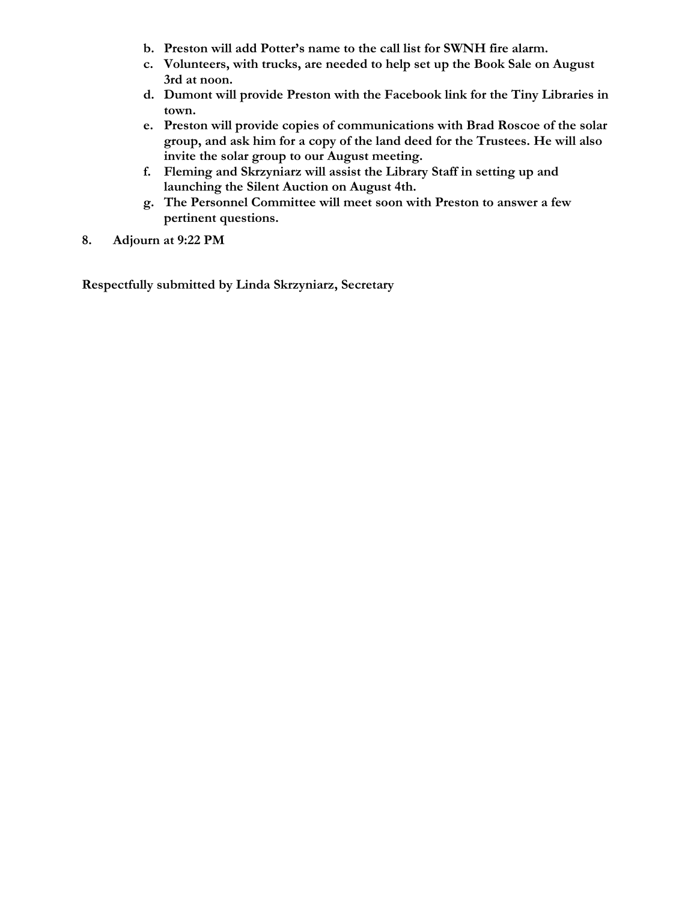**b. Preston will add Potter's name to the call list for SWNH fire alarm.**

**c. Volunteers, with trucks, are needed to help set up the Book Sale on August 3rd at noon.**

**d. Dumont will provide Preston with the Facebook link for the Tiny Libraries in town.**

**e. Preston will provide copies of communications with Brad Roscoe of the solar group, and ask him for a copy of the land deed for the Trustees. He will also invite the solar group to our August meeting.**

**f. Fleming and Skrzyniarz will assist the Library Staff in setting up and launching the Silent Auction on August 4th.**

**g. The Personnel Committee will meet soon with Preston to answer a few pertinent questions.**

**8. Adjourn at 9:22 PM**

**Respectfully submitted by Linda Skrzyniarz, Secretary**